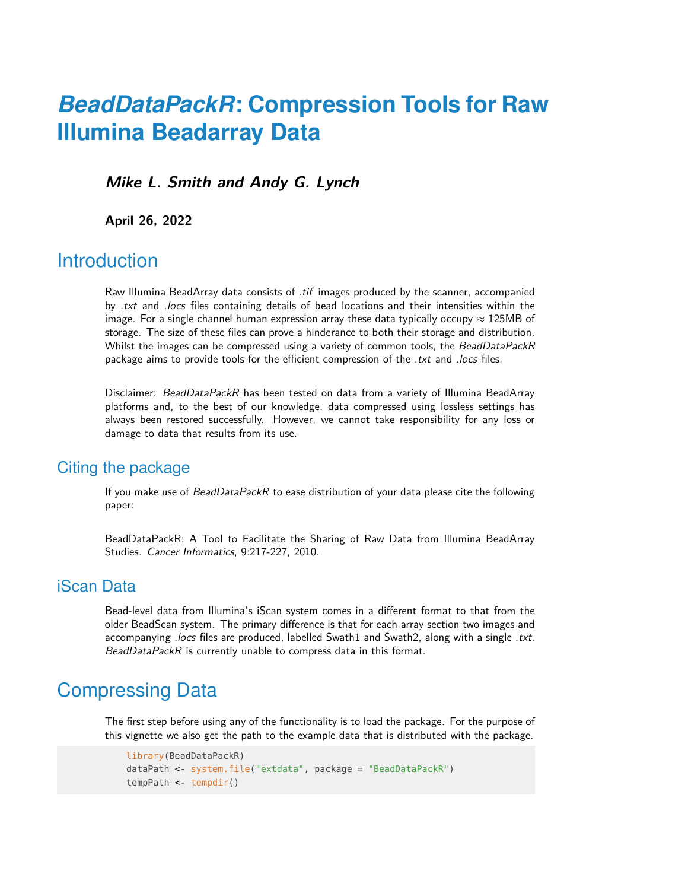# *BeadDataPackR*: Compression Tools for Raw Illumina Beadarray Data

***Mike L. Smith and Andy G. Lynch***

**April 26, 2022**

# Introduction

Raw Illumina BeadArray data consists of *.tif* images produced by the scanner, accompanied by *.txt* and *.locs* files containing details of bead locations and their intensities within the image. For a single channel human expression array these data typically occupy $\approx$ 125MB of storage. The size of these files can prove a hinderance to both their storage and distribution. Whilst the images can be compressed using a variety of common tools, the *BeadDataPackR* package aims to provide tools for the efficient compression of the *.txt* and *.locs* files.

Disclaimer: *BeadDataPackR* has been tested on data from a variety of Illumina BeadArray platforms and, to the best of our knowledge, data compressed using lossless settings has always been restored successfully. However, we cannot take responsibility for any loss or damage to data that results from its use.

## Citing the package

If you make use of *BeadDataPackR* to ease distribution of your data please cite the following paper:

BeadDataPackR: A Tool to Facilitate the Sharing of Raw Data from Illumina BeadArray Studies. *Cancer Informatics*, 9:217-227, 2010.

## iScan Data

Bead-level data from Illumina's iScan system comes in a different format to that from the older BeadScan system. The primary difference is that for each array section two images and accompanying *.locs* files are produced, labelled Swath1 and Swath2, along with a single *.txt*. *BeadDataPackR* is currently unable to compress data in this format.

# Compressing Data

The first step before using any of the functionality is to load the package. For the purpose of this vignette we also get the path to the example data that is distributed with the package.

```
library(BeadDataPackR)
dataPath <- system.file("extdata", package = "BeadDataPackR")
tempPath <- tempdir()
```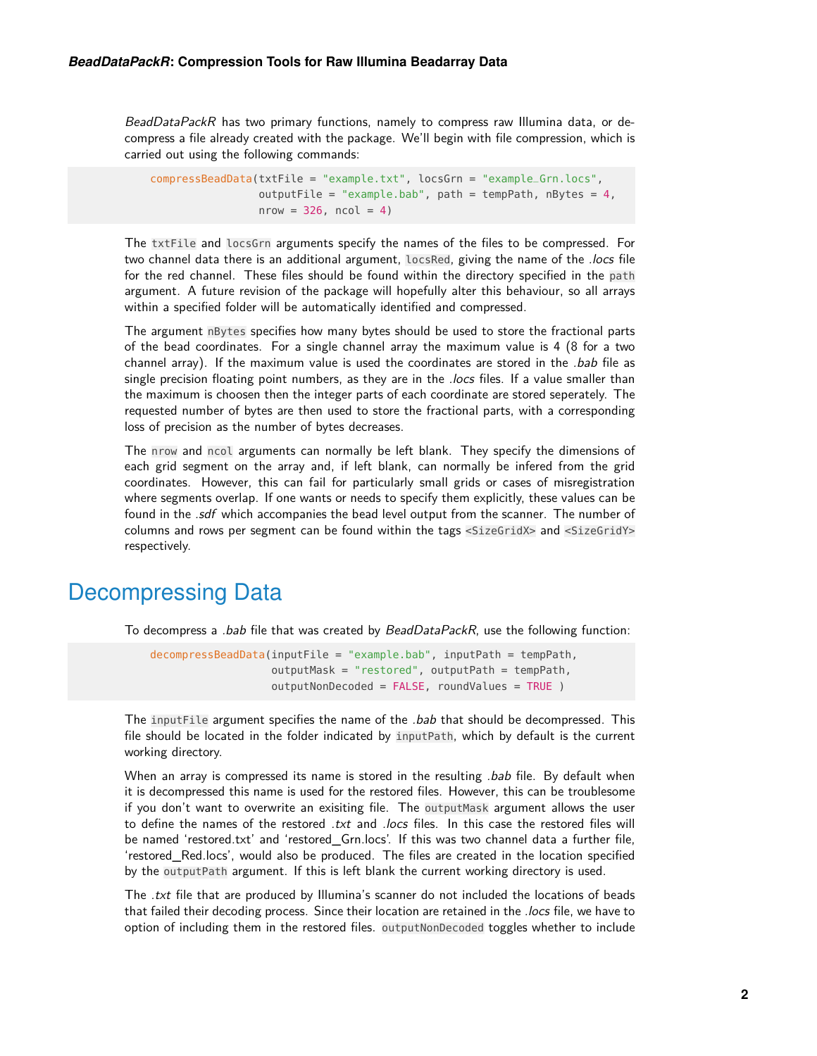*BeadDataPackR* has two primary functions, namely to compress raw Illumina data, or decompress a file already created with the package. We'll begin with file compression, which is carried out using the following commands:

```
compressBeadData(txtFile = "example.txt", locsGrn = "example_Grn.locs",
                 outputFile = "example.bab", path = tempPath, nBytes = 4,
                 nrow = 326, ncol = 4)
```

The `txtFile` and `locsGrn` arguments specify the names of the files to be compressed. For two channel data there is an additional argument, `locsRed`, giving the name of the *.locs* file for the red channel. These files should be found within the directory specified in the `path` argument. A future revision of the package will hopefully alter this behaviour, so all arrays within a specified folder will be automatically identified and compressed.

The argument `nBytes` specifies how many bytes should be used to store the fractional parts of the bead coordinates. For a single channel array the maximum value is 4 (8 for a two channel array). If the maximum value is used the coordinates are stored in the *.bab* file as single precision floating point numbers, as they are in the *.locs* files. If a value smaller than the maximum is choosen then the integer parts of each coordinate are stored seperately. The requested number of bytes are then used to store the fractional parts, with a corresponding loss of precision as the number of bytes decreases.

The `nrow` and `ncol` arguments can normally be left blank. They specify the dimensions of each grid segment on the array and, if left blank, can normally be infered from the grid coordinates. However, this can fail for particularly small grids or cases of misregistration where segments overlap. If one wants or needs to specify them explicitly, these values can be found in the *.sdf* which accompanies the bead level output from the scanner. The number of columns and rows per segment can be found within the tags `<SizeGridX>` and `<SizeGridY>` respectively.

# Decompressing Data

To decompress a *.bab* file that was created by *BeadDataPackR*, use the following function:

```
decompressBeadData(inputFile = "example.bab", inputPath = tempPath,
                   outputMask = "restored", outputPath = tempPath,
                   outputNonDecoded = FALSE, roundValues = TRUE )
```

The `inputFile` argument specifies the name of the *.bab* that should be decompressed. This file should be located in the folder indicated by `inputPath`, which by default is the current working directory.

When an array is compressed its name is stored in the resulting *.bab* file. By default when it is decompressed this name is used for the restored files. However, this can be troublesome if you don't want to overwrite an exisiting file. The `outputMask` argument allows the user to define the names of the restored *.txt* and *.locs* files. In this case the restored files will be named 'restored.txt' and 'restored_Grn.locs'. If this was two channel data a further file, 'restored_Red.locs', would also be produced. The files are created in the location specified by the `outputPath` argument. If this is left blank the current working directory is used.

The *.txt* file that are produced by Illumina's scanner do not included the locations of beads that failed their decoding process. Since their location are retained in the *.locs* file, we have to option of including them in the restored files. `outputNonDecoded` toggles whether to include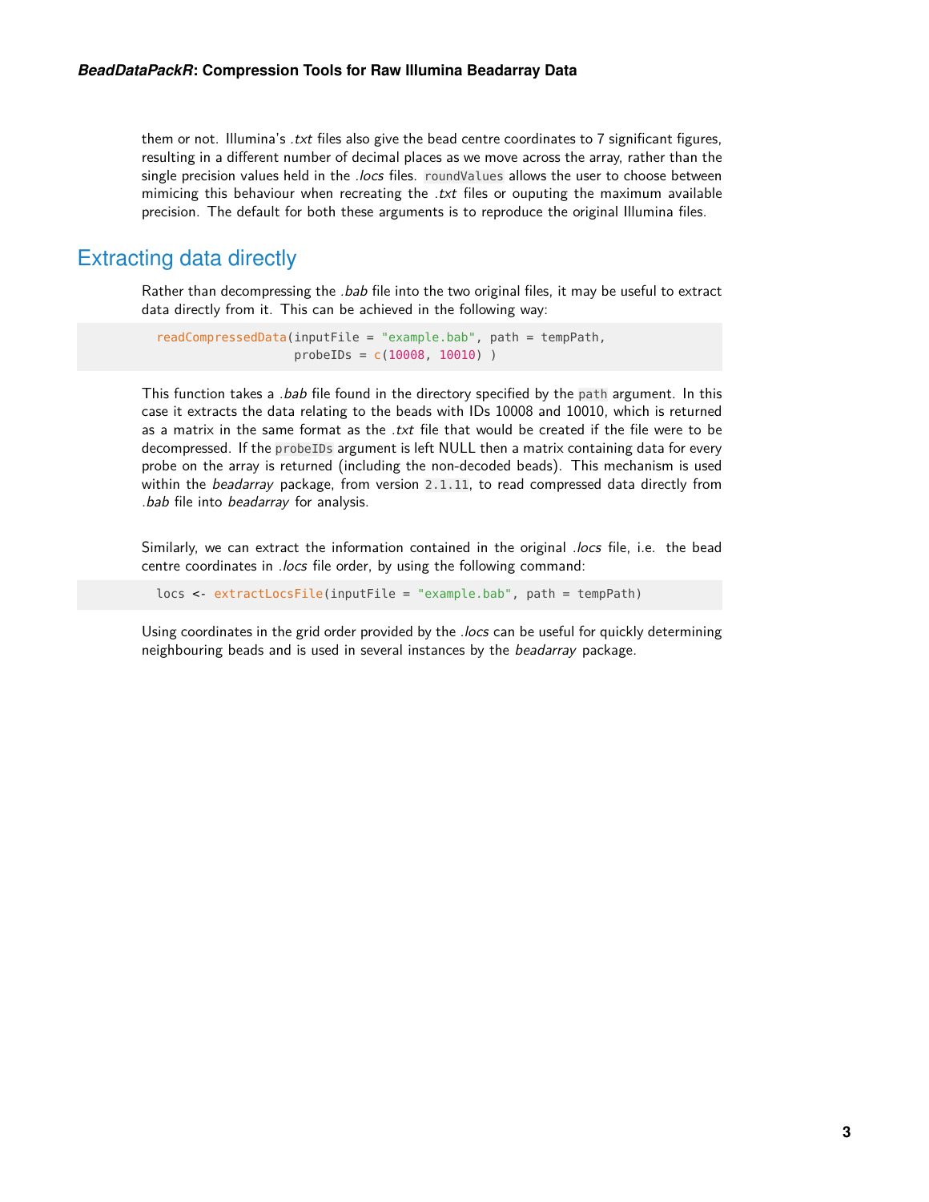them or not. Illumina's *.txt* files also give the bead centre coordinates to 7 significant figures, resulting in a different number of decimal places as we move across the array, rather than the single precision values held in the *.locs* files. `roundValues` allows the user to choose between mimicing this behaviour when recreating the *.txt* files or ouputing the maximum available precision. The default for both these arguments is to reproduce the original Illumina files.

## Extracting data directly

Rather than decompressing the *.bab* file into the two original files, it may be useful to extract data directly from it. This can be achieved in the following way:

```
readCompressedData(inputFile = "example.bab", path = tempPath,
                   probeIDs = c(10008, 10010) )
```

This function takes a *.bab* file found in the directory specified by the `path` argument. In this case it extracts the data relating to the beads with IDs 10008 and 10010, which is returned as a matrix in the same format as the *.txt* file that would be created if the file were to be decompressed. If the `probeIDs` argument is left NULL then a matrix containing data for every probe on the array is returned (including the non-decoded beads). This mechanism is used within the *beadarray* package, from version `2.1.11`, to read compressed data directly from *.bab* file into *beadarray* for analysis.

Similarly, we can extract the information contained in the original *.locs* file, i.e. the bead centre coordinates in *.locs* file order, by using the following command:

```
locs <- extractLocsFile(inputFile = "example.bab", path = tempPath)
```

Using coordinates in the grid order provided by the *.locs* can be useful for quickly determining neighbouring beads and is used in several instances by the *beadarray* package.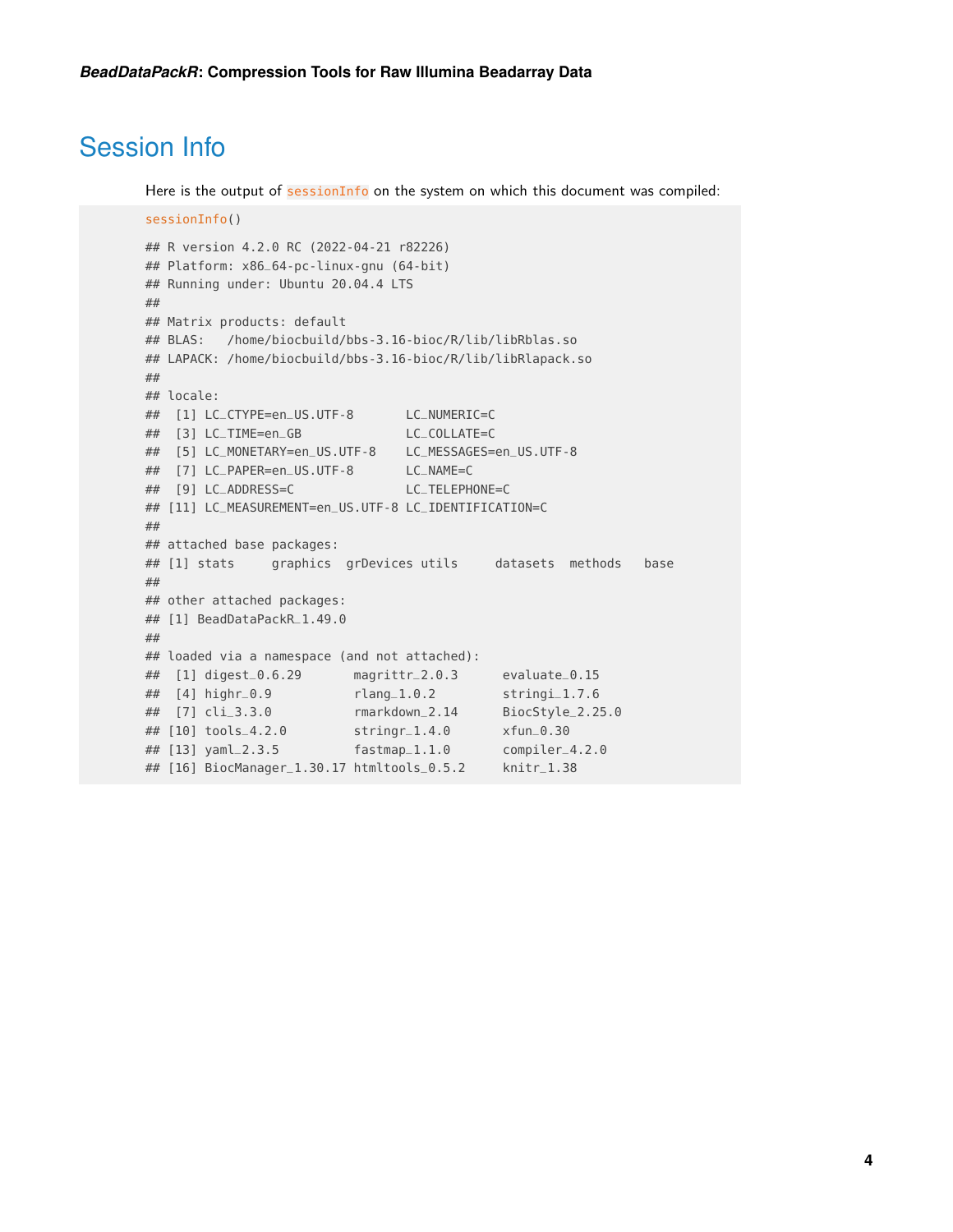# Session Info

Here is the output of `sessionInfo` on the system on which this document was compiled:

```
sessionInfo()

## R version 4.2.0 RC (2022-04-21 r82226)
## Platform: x86_64-pc-linux-gnu (64-bit)
## Running under: Ubuntu 20.04.4 LTS
##
## Matrix products: default
## BLAS:   /home/biocbuild/bbs-3.16-bioc/R/lib/libRblas.so
## LAPACK: /home/biocbuild/bbs-3.16-bioc/R/lib/libRlapack.so
##
## locale:
##  [1] LC_CTYPE=en_US.UTF-8       LC_NUMERIC=C
##  [3] LC_TIME=en_GB              LC_COLLATE=C
##  [5] LC_MONETARY=en_US.UTF-8    LC_MESSAGES=en_US.UTF-8
##  [7] LC_PAPER=en_US.UTF-8       LC_NAME=C
##  [9] LC_ADDRESS=C               LC_TELEPHONE=C
## [11] LC_MEASUREMENT=en_US.UTF-8 LC_IDENTIFICATION=C
##
## attached base packages:
## [1] stats     graphics  grDevices utils     datasets  methods   base
##
## other attached packages:
## [1] BeadDataPackR_1.49.0
##
## loaded via a namespace (and not attached):
##  [1] digest_0.6.29       magrittr_2.0.3      evaluate_0.15
##  [4] highr_0.9           rlang_1.0.2         stringi_1.7.6
##  [7] cli_3.3.0           rmarkdown_2.14      BiocStyle_2.25.0
## [10] tools_4.2.0         stringr_1.4.0       xfun_0.30
## [13] yaml_2.3.5          fastmap_1.1.0       compiler_4.2.0
## [16] BiocManager_1.30.17 htmltools_0.5.2     knitr_1.38
```